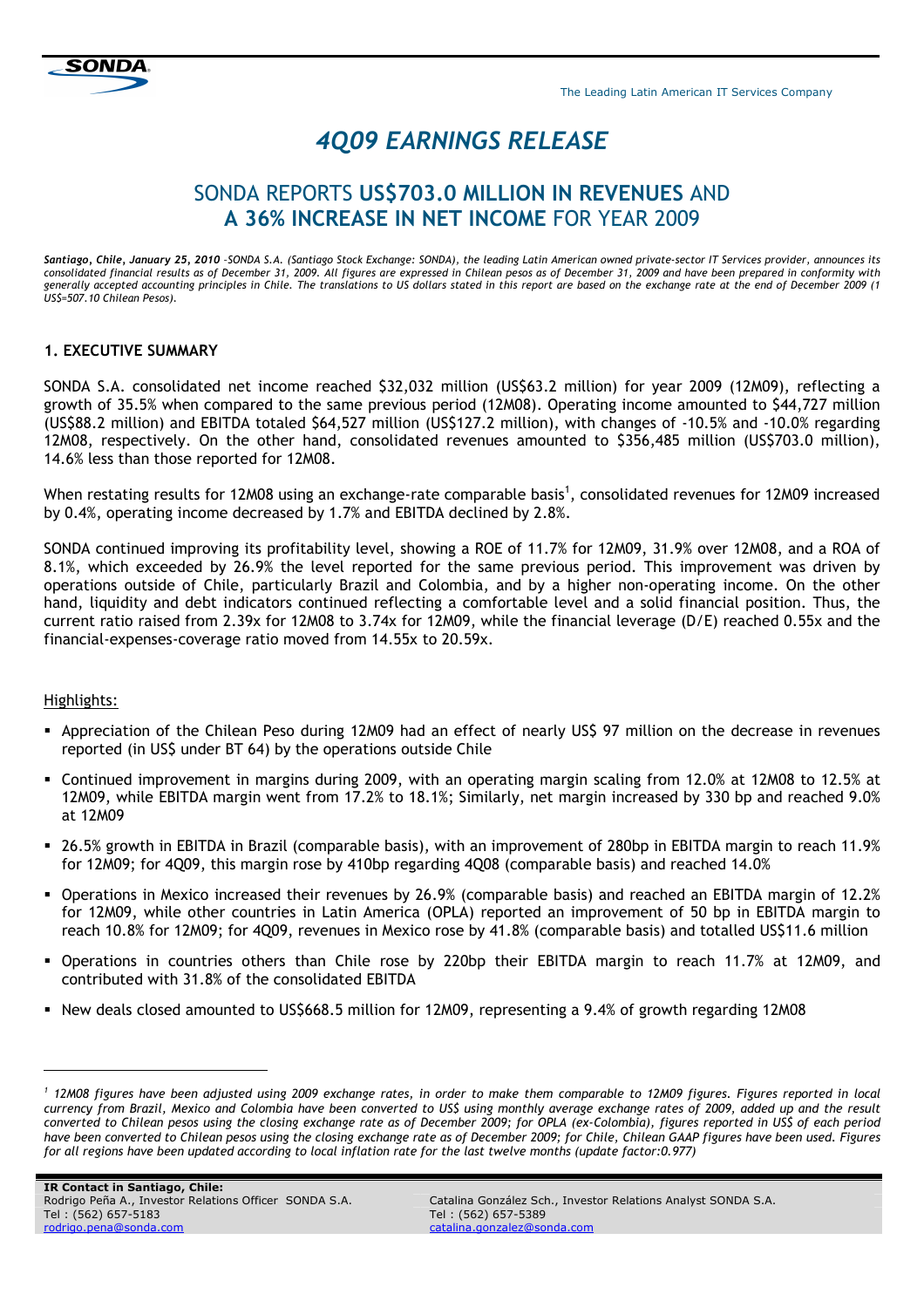# 4Q09 EARNINGS RELEASE

## SONDA REPORTS **US$703.0 MILLION IN REVENUES** AND **A 36% INCREASE IN NET INCOME** FOR YEAR 2009

***Santiago, Chile, January 25, 2010*** *–SONDA S.A. (Santiago Stock Exchange: SONDA), the leading Latin American owned private-sector IT Services provider, announces its consolidated financial results as of December 31, 2009. All figures are expressed in Chilean pesos as of December 31, 2009 and have been prepared in conformity with generally accepted accounting principles in Chile. The translations to US dollars stated in this report are based on the exchange rate at the end of December 2009 (1 US$=507.10 Chilean Pesos).*

### 1. EXECUTIVE SUMMARY

SONDA S.A. consolidated net income reached $32,032 million (US$63.2 million) for year 2009 (12M09), reflecting a growth of 35.5% when compared to the same previous period (12M08). Operating income amounted to $44,727 million (US$88.2 million) and EBITDA totaled $64,527 million (US$127.2 million), with changes of -10.5% and -10.0% regarding 12M08, respectively. On the other hand, consolidated revenues amounted to $356,485 million (US$703.0 million), 14.6% less than those reported for 12M08.

When restating results for 12M08 using an exchange-rate comparable basis[1], consolidated revenues for 12M09 increased by 0.4%, operating income decreased by 1.7% and EBITDA declined by 2.8%.

SONDA continued improving its profitability level, showing a ROE of 11.7% for 12M09, 31.9% over 12M08, and a ROA of 8.1%, which exceeded by 26.9% the level reported for the same previous period. This improvement was driven by operations outside of Chile, particularly Brazil and Colombia, and by a higher non-operating income. On the other hand, liquidity and debt indicators continued reflecting a comfortable level and a solid financial position. Thus, the current ratio raised from 2.39x for 12M08 to 3.74x for 12M09, while the financial leverage (D/E) reached 0.55x and the financial-expenses-coverage ratio moved from 14.55x to 20.59x.

Highlights:

- Appreciation of the Chilean Peso during 12M09 had an effect of nearly US$ 97 million on the decrease in revenues reported (in US$ under BT 64) by the operations outside Chile
- Continued improvement in margins during 2009, with an operating margin scaling from 12.0% at 12M08 to 12.5% at 12M09, while EBITDA margin went from 17.2% to 18.1%; Similarly, net margin increased by 330 bp and reached 9.0% at 12M09
- 26.5% growth in EBITDA in Brazil (comparable basis), with an improvement of 280bp in EBITDA margin to reach 11.9% for 12M09; for 4Q09, this margin rose by 410bp regarding 4Q08 (comparable basis) and reached 14.0%
- Operations in Mexico increased their revenues by 26.9% (comparable basis) and reached an EBITDA margin of 12.2% for 12M09, while other countries in Latin America (OPLA) reported an improvement of 50 bp in EBITDA margin to reach 10.8% for 12M09; for 4Q09, revenues in Mexico rose by 41.8% (comparable basis) and totalled US$11.6 million
- Operations in countries others than Chile rose by 220bp their EBITDA margin to reach 11.7% at 12M09, and contributed with 31.8% of the consolidated EBITDA
- New deals closed amounted to US$668.5 million for 12M09, representing a 9.4% of growth regarding 12M08

---

[1] *12M08 figures have been adjusted using 2009 exchange rates, in order to make them comparable to 12M09 figures. Figures reported in local currency from Brazil, Mexico and Colombia have been converted to US$ using monthly average exchange rates of 2009, added up and the result converted to Chilean pesos using the closing exchange rate as of December 2009; for OPLA (ex-Colombia), figures reported in US$ of each period have been converted to Chilean pesos using the closing exchange rate as of December 2009; for Chile, Chilean GAAP figures have been used. Figures for all regions have been updated according to local inflation rate for the last twelve months (update factor:0.977)*

**IR Contact in Santiago, Chile:**
Rodrigo Peña A., Investor Relations Officer SONDA S.A.
Tel : (562) 657-5183
rodrigo.pena@sonda.com

Catalina González Sch., Investor Relations Analyst SONDA S.A.
Tel : (562) 657-5389
catalina.gonzalez@sonda.com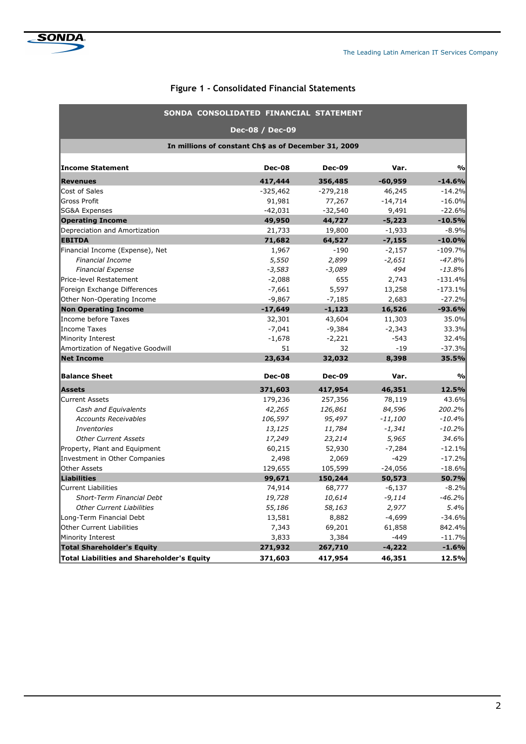## Figure 1 - Consolidated Financial Statements

| SONDA CONSOLIDATED FINANCIAL STATEMENT | | | | |
|---|---|---|---|---|
| Dec-08 / Dec-09 | | | | |
| In millions of constant Ch$ as of December 31, 2009 | | | | |
| **Income Statement** | **Dec-08** | **Dec-09** | **Var.** | **%** |
| **Revenues** | **417,444** | **356,485** | **-60,959** | **-14.6%** |
| Cost of Sales | -325,462 | -279,218 | 46,245 | -14.2% |
| Gross Profit | 91,981 | 77,267 | -14,714 | -16.0% |
| SG&A Expenses | -42,031 | -32,540 | 9,491 | -22.6% |
| **Operating Income** | **49,950** | **44,727** | **-5,223** | **-10.5%** |
| Depreciation and Amortization | 21,733 | 19,800 | -1,933 | -8.9% |
| **EBITDA** | **71,682** | **64,527** | **-7,155** | **-10.0%** |
| Financial Income (Expense), Net | 1,967 | -190 | -2,157 | -109.7% |
| *Financial Income* | *5,550* | *2,899* | *-2,651* | *-47.8%* |
| *Financial Expense* | *-3,583* | *-3,089* | *494* | *-13.8%* |
| Price-level Restatement | -2,088 | 655 | 2,743 | -131.4% |
| Foreign Exchange Differences | -7,661 | 5,597 | 13,258 | -173.1% |
| Other Non-Operating Income | -9,867 | -7,185 | 2,683 | -27.2% |
| **Non Operating Income** | **-17,649** | **-1,123** | **16,526** | **-93.6%** |
| Income before Taxes | 32,301 | 43,604 | 11,303 | 35.0% |
| Income Taxes | -7,041 | -9,384 | -2,343 | 33.3% |
| Minority Interest | -1,678 | -2,221 | -543 | 32.4% |
| Amortization of Negative Goodwill | 51 | 32 | -19 | -37.3% |
| **Net Income** | **23,634** | **32,032** | **8,398** | **35.5%** |
| **Balance Sheet** | **Dec-08** | **Dec-09** | **Var.** | **%** |
| **Assets** | **371,603** | **417,954** | **46,351** | **12.5%** |
| Current Assets | 179,236 | 257,356 | 78,119 | 43.6% |
| *Cash and Equivalents* | *42,265* | *126,861* | *84,596* | *200.2%* |
| *Accounts Receivables* | *106,597* | *95,497* | *-11,100* | *-10.4%* |
| *Inventories* | *13,125* | *11,784* | *-1,341* | *-10.2%* |
| *Other Current Assets* | *17,249* | *23,214* | *5,965* | *34.6%* |
| Property, Plant and Equipment | 60,215 | 52,930 | -7,284 | -12.1% |
| Investment in Other Companies | 2,498 | 2,069 | -429 | -17.2% |
| Other Assets | 129,655 | 105,599 | -24,056 | -18.6% |
| **Liabilities** | **99,671** | **150,244** | **50,573** | **50.7%** |
| Current Liabilities | 74,914 | 68,777 | -6,137 | -8.2% |
| *Short-Term Financial Debt* | *19,728* | *10,614* | *-9,114* | *-46.2%* |
| *Other Current Liabilities* | *55,186* | *58,163* | *2,977* | *5.4%* |
| Long-Term Financial Debt | 13,581 | 8,882 | -4,699 | -34.6% |
| Other Current Liabilities | 7,343 | 69,201 | 61,858 | 842.4% |
| Minority Interest | 3,833 | 3,384 | -449 | -11.7% |
| **Total Shareholder's Equity** | **271,932** | **267,710** | **-4,222** | **-1.6%** |
| **Total Liabilities and Shareholder's Equity** | **371,603** | **417,954** | **46,351** | **12.5%** |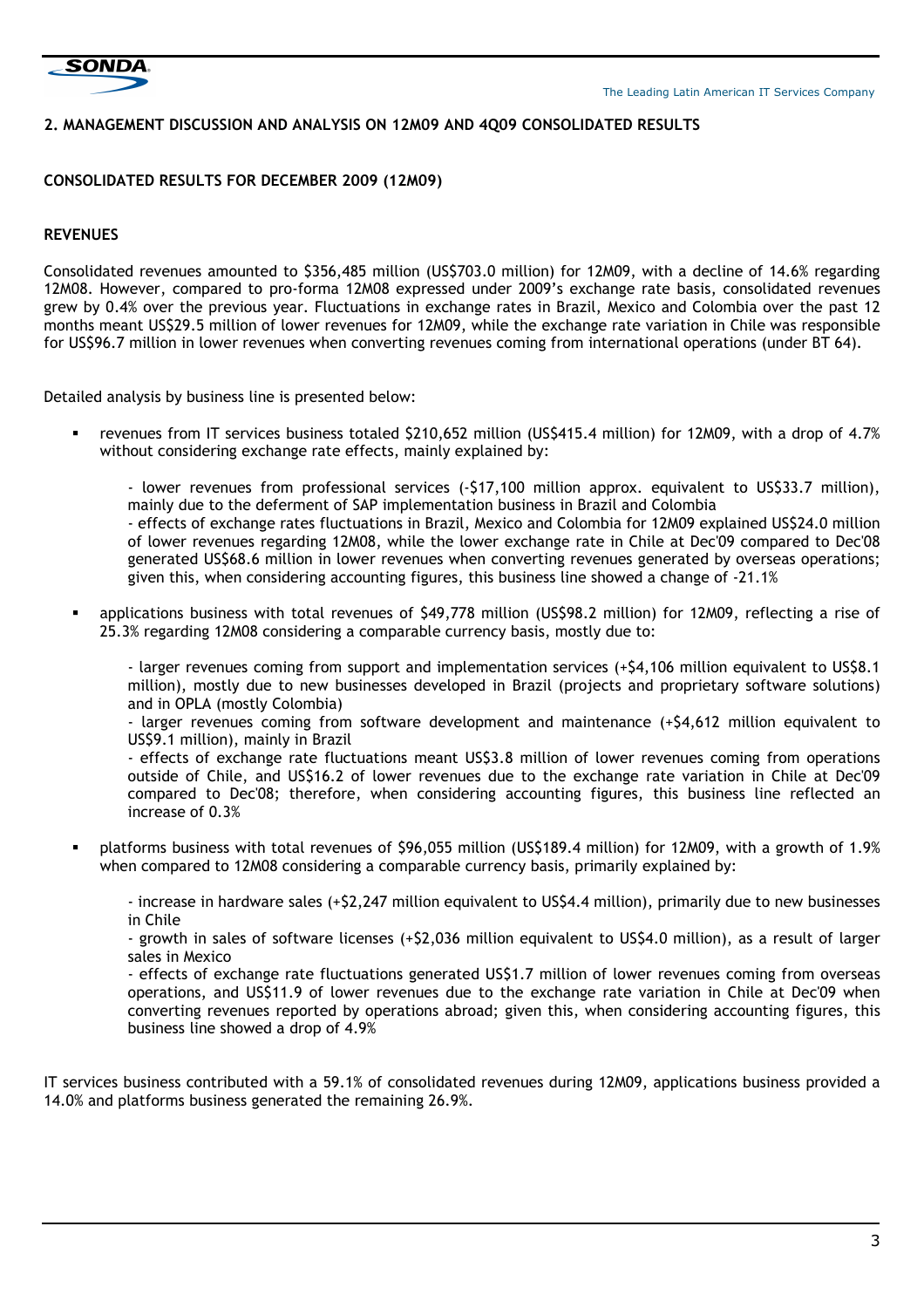## 2. MANAGEMENT DISCUSSION AND ANALYSIS ON 12M09 AND 4Q09 CONSOLIDATED RESULTS

### CONSOLIDATED RESULTS FOR DECEMBER 2009 (12M09)

### REVENUES

Consolidated revenues amounted to $356,485 million (US$703.0 million) for 12M09, with a decline of 14.6% regarding 12M08. However, compared to pro-forma 12M08 expressed under 2009's exchange rate basis, consolidated revenues grew by 0.4% over the previous year. Fluctuations in exchange rates in Brazil, Mexico and Colombia over the past 12 months meant US$29.5 million of lower revenues for 12M09, while the exchange rate variation in Chile was responsible for US$96.7 million in lower revenues when converting revenues coming from international operations (under BT 64).

Detailed analysis by business line is presented below:

- revenues from IT services business totaled $210,652 million (US$415.4 million) for 12M09, with a drop of 4.7% without considering exchange rate effects, mainly explained by:

  - lower revenues from professional services (-$17,100 million approx. equivalent to US$33.7 million), mainly due to the deferment of SAP implementation business in Brazil and Colombia
  - effects of exchange rates fluctuations in Brazil, Mexico and Colombia for 12M09 explained US$24.0 million of lower revenues regarding 12M08, while the lower exchange rate in Chile at Dec'09 compared to Dec'08 generated US$68.6 million in lower revenues when converting revenues generated by overseas operations; given this, when considering accounting figures, this business line showed a change of -21.1%

- applications business with total revenues of $49,778 million (US$98.2 million) for 12M09, reflecting a rise of 25.3% regarding 12M08 considering a comparable currency basis, mostly due to:

  - larger revenues coming from support and implementation services (+$4,106 million equivalent to US$8.1 million), mostly due to new businesses developed in Brazil (projects and proprietary software solutions) and in OPLA (mostly Colombia)
  - larger revenues coming from software development and maintenance (+$4,612 million equivalent to US$9.1 million), mainly in Brazil
  - effects of exchange rate fluctuations meant US$3.8 million of lower revenues coming from operations outside of Chile, and US$16.2 of lower revenues due to the exchange rate variation in Chile at Dec'09 compared to Dec'08; therefore, when considering accounting figures, this business line reflected an increase of 0.3%

- platforms business with total revenues of $96,055 million (US$189.4 million) for 12M09, with a growth of 1.9% when compared to 12M08 considering a comparable currency basis, primarily explained by:

  - increase in hardware sales (+$2,247 million equivalent to US$4.4 million), primarily due to new businesses in Chile
  - growth in sales of software licenses (+$2,036 million equivalent to US$4.0 million), as a result of larger sales in Mexico
  - effects of exchange rate fluctuations generated US$1.7 million of lower revenues coming from overseas operations, and US$11.9 of lower revenues due to the exchange rate variation in Chile at Dec'09 when converting revenues reported by operations abroad; given this, when considering accounting figures, this business line showed a drop of 4.9%

IT services business contributed with a 59.1% of consolidated revenues during 12M09, applications business provided a 14.0% and platforms business generated the remaining 26.9%.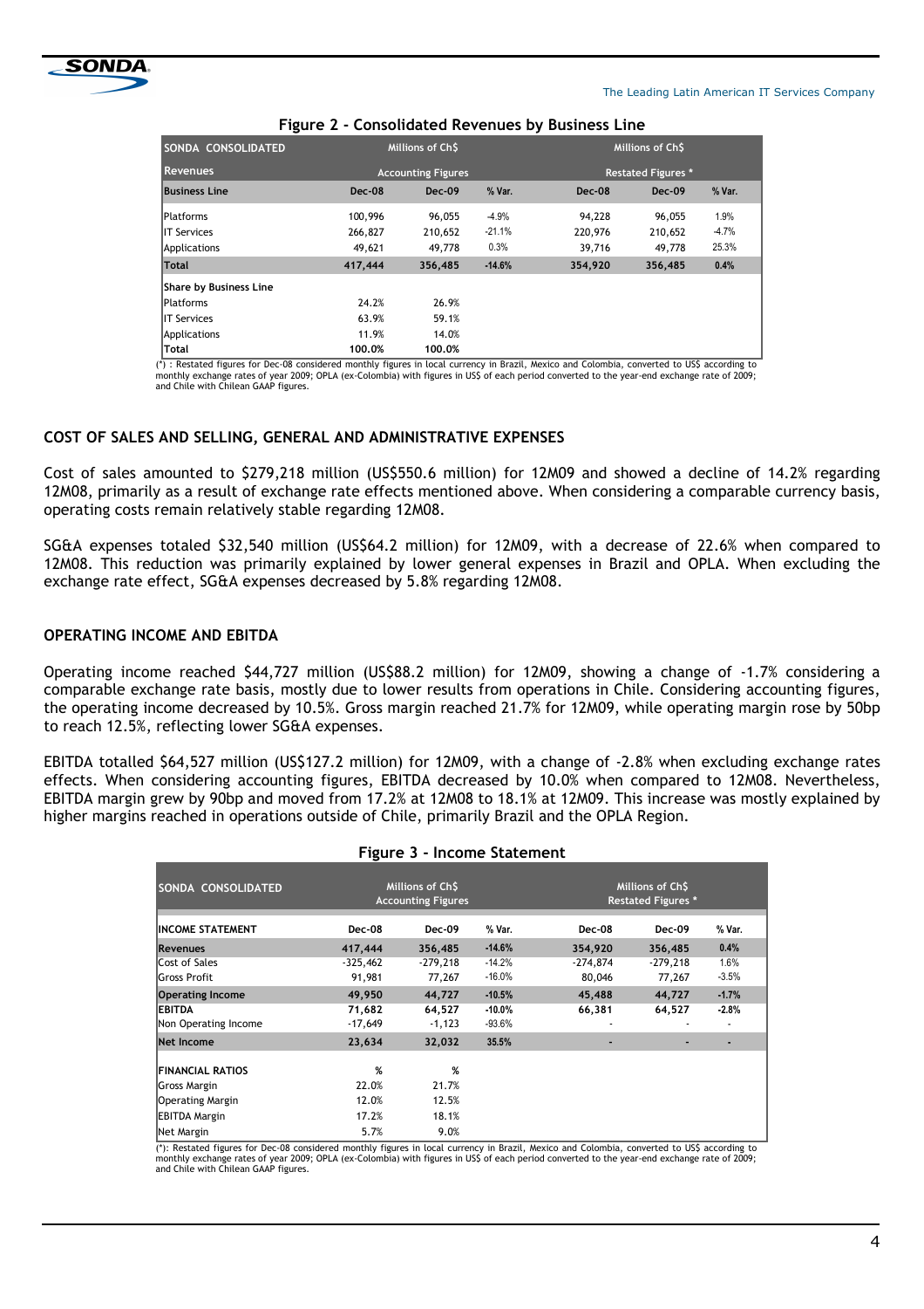**Figure 2 - Consolidated Revenues by Business Line**

| SONDA CONSOLIDATED | Millions of Ch$ | | | Millions of Ch$ | | |
|---|---|---|---|---|---|---|
| Revenues | Accounting Figures | | | Restated Figures * | | |
| **Business Line** | **Dec-08** | **Dec-09** | **% Var.** | **Dec-08** | **Dec-09** | **% Var.** |
| Platforms | 100,996 | 96,055 | -4.9% | 94,228 | 96,055 | 1.9% |
| IT Services | 266,827 | 210,652 | -21.1% | 220,976 | 210,652 | -4.7% |
| Applications | 49,621 | 49,778 | 0.3% | 39,716 | 49,778 | 25.3% |
| **Total** | **417,444** | **356,485** | **-14.6%** | **354,920** | **356,485** | **0.4%** |
| **Share by Business Line** | | | | | | |
| Platforms | 24.2% | 26.9% | | | | |
| IT Services | 63.9% | 59.1% | | | | |
| Applications | 11.9% | 14.0% | | | | |
| **Total** | **100.0%** | **100.0%** | | | | |

(*) : Restated figures for Dec-08 considered monthly figures in local currency in Brazil, Mexico and Colombia, converted to US$ according to monthly exchange rates of year 2009; OPLA (ex-Colombia) with figures in US$ of each period converted to the year-end exchange rate of 2009; and Chile with Chilean GAAP figures.

## COST OF SALES AND SELLING, GENERAL AND ADMINISTRATIVE EXPENSES

Cost of sales amounted to $279,218 million (US$550.6 million) for 12M09 and showed a decline of 14.2% regarding 12M08, primarily as a result of exchange rate effects mentioned above. When considering a comparable currency basis, operating costs remain relatively stable regarding 12M08.

SG&A expenses totaled $32,540 million (US$64.2 million) for 12M09, with a decrease of 22.6% when compared to 12M08. This reduction was primarily explained by lower general expenses in Brazil and OPLA. When excluding the exchange rate effect, SG&A expenses decreased by 5.8% regarding 12M08.

## OPERATING INCOME AND EBITDA

Operating income reached $44,727 million (US$88.2 million) for 12M09, showing a change of -1.7% considering a comparable exchange rate basis, mostly due to lower results from operations in Chile. Considering accounting figures, the operating income decreased by 10.5%. Gross margin reached 21.7% for 12M09, while operating margin rose by 50bp to reach 12.5%, reflecting lower SG&A expenses.

EBITDA totalled $64,527 million (US$127.2 million) for 12M09, with a change of -2.8% when excluding exchange rates effects. When considering accounting figures, EBITDA decreased by 10.0% when compared to 12M08. Nevertheless, EBITDA margin grew by 90bp and moved from 17.2% at 12M08 to 18.1% at 12M09. This increase was mostly explained by higher margins reached in operations outside of Chile, primarily Brazil and the OPLA Region.

**Figure 3 - Income Statement**

| SONDA CONSOLIDATED | Millions of Ch$ Accounting Figures | | | Millions of Ch$ Restated Figures * | | |
|---|---|---|---|---|---|---|
| **INCOME STATEMENT** | **Dec-08** | **Dec-09** | **% Var.** | **Dec-08** | **Dec-09** | **% Var.** |
| **Revenues** | **417,444** | **356,485** | **-14.6%** | **354,920** | **356,485** | **0.4%** |
| Cost of Sales | -325,462 | -279,218 | -14.2% | -274,874 | -279,218 | 1.6% |
| Gross Profit | 91,981 | 77,267 | -16.0% | 80,046 | 77,267 | -3.5% |
| **Operating Income** | **49,950** | **44,727** | **-10.5%** | **45,488** | **44,727** | **-1.7%** |
| **EBITDA** | **71,682** | **64,527** | **-10.0%** | **66,381** | **64,527** | **-2.8%** |
| Non Operating Income | -17,649 | -1,123 | -93.6% | - | - | - |
| **Net Income** | **23,634** | **32,032** | **35.5%** | **-** | **-** | **-** |
| **FINANCIAL RATIOS** | **%** | **%** | | | | |
| Gross Margin | 22.0% | 21.7% | | | | |
| Operating Margin | 12.0% | 12.5% | | | | |
| EBITDA Margin | 17.2% | 18.1% | | | | |
| Net Margin | 5.7% | 9.0% | | | | |

(*): Restated figures for Dec-08 considered monthly figures in local currency in Brazil, Mexico and Colombia, converted to US$ according to monthly exchange rates of year 2009; OPLA (ex-Colombia) with figures in US$ of each period converted to the year-end exchange rate of 2009; and Chile with Chilean GAAP figures.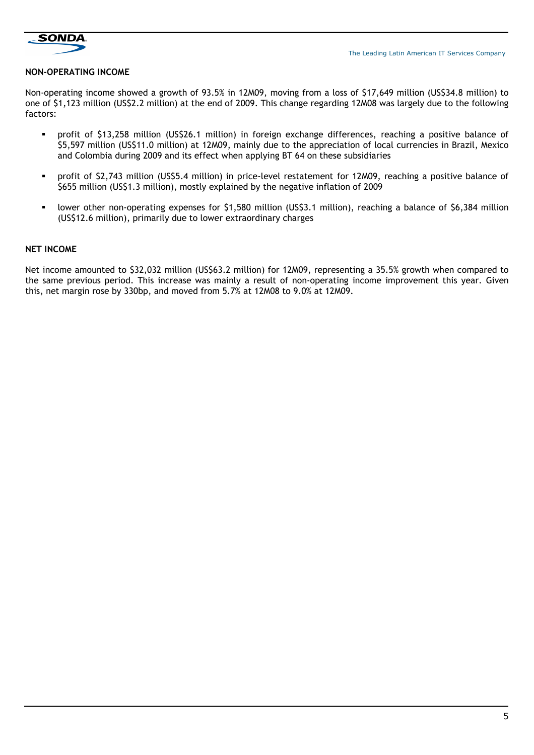## NON-OPERATING INCOME

Non-operating income showed a growth of 93.5% in 12M09, moving from a loss of $17,649 million (US$34.8 million) to one of $1,123 million (US$2.2 million) at the end of 2009. This change regarding 12M08 was largely due to the following factors:

- profit of $13,258 million (US$26.1 million) in foreign exchange differences, reaching a positive balance of $5,597 million (US$11.0 million) at 12M09, mainly due to the appreciation of local currencies in Brazil, Mexico and Colombia during 2009 and its effect when applying BT 64 on these subsidiaries
- profit of $2,743 million (US$5.4 million) in price-level restatement for 12M09, reaching a positive balance of $655 million (US$1.3 million), mostly explained by the negative inflation of 2009
- lower other non-operating expenses for $1,580 million (US$3.1 million), reaching a balance of $6,384 million (US$12.6 million), primarily due to lower extraordinary charges

## NET INCOME

Net income amounted to $32,032 million (US$63.2 million) for 12M09, representing a 35.5% growth when compared to the same previous period. This increase was mainly a result of non-operating income improvement this year. Given this, net margin rose by 330bp, and moved from 5.7% at 12M08 to 9.0% at 12M09.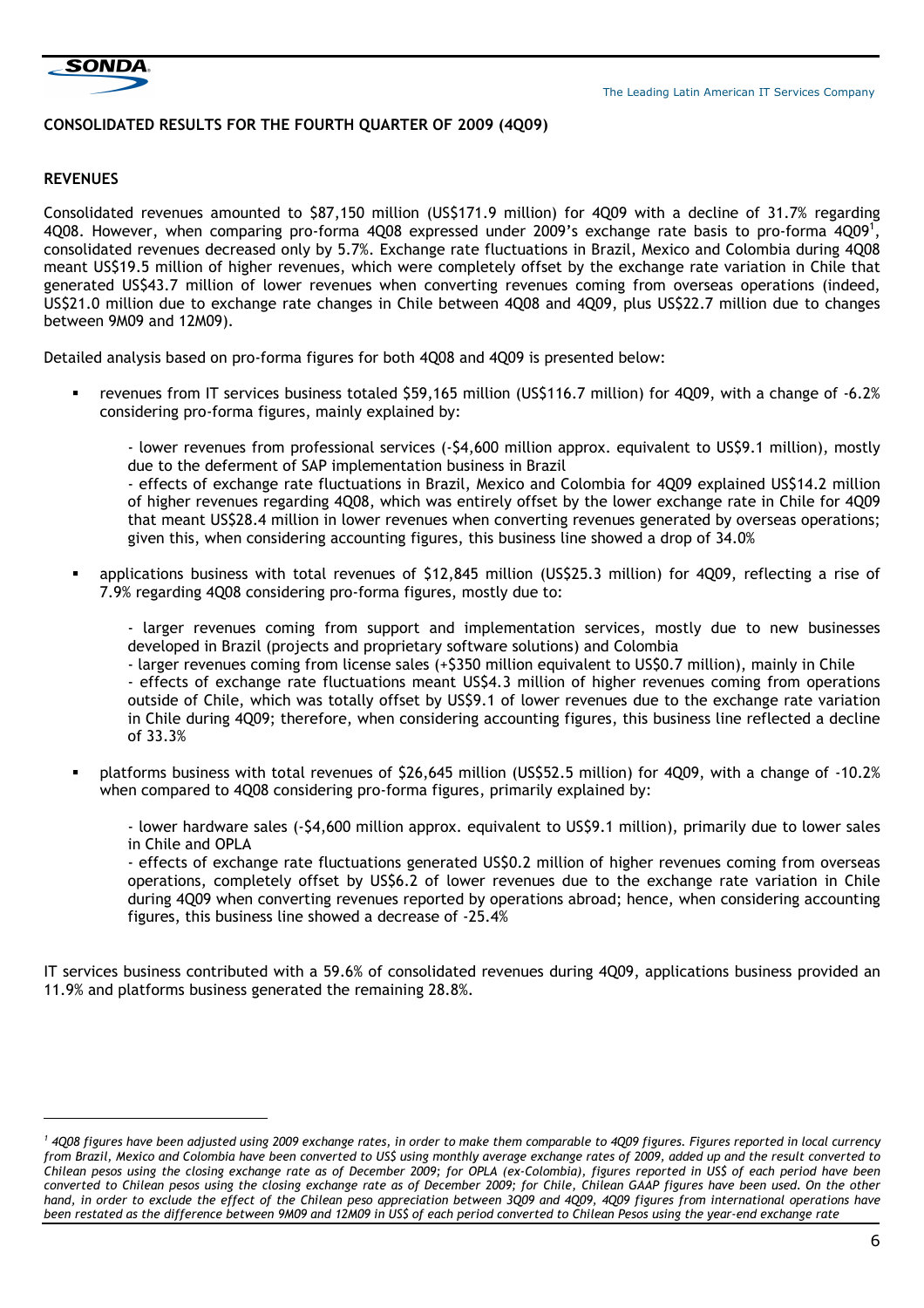## CONSOLIDATED RESULTS FOR THE FOURTH QUARTER OF 2009 (4Q09)

### REVENUES

Consolidated revenues amounted to $87,150 million (US$171.9 million) for 4Q09 with a decline of 31.7% regarding 4Q08. However, when comparing pro-forma 4Q08 expressed under 2009's exchange rate basis to pro-forma 4Q09[1], consolidated revenues decreased only by 5.7%. Exchange rate fluctuations in Brazil, Mexico and Colombia during 4Q08 meant US$19.5 million of higher revenues, which were completely offset by the exchange rate variation in Chile that generated US$43.7 million of lower revenues when converting revenues coming from overseas operations (indeed, US$21.0 million due to exchange rate changes in Chile between 4Q08 and 4Q09, plus US$22.7 million due to changes between 9M09 and 12M09).

Detailed analysis based on pro-forma figures for both 4Q08 and 4Q09 is presented below:

- revenues from IT services business totaled $59,165 million (US$116.7 million) for 4Q09, with a change of -6.2% considering pro-forma figures, mainly explained by:

  - lower revenues from professional services (-$4,600 million approx. equivalent to US$9.1 million), mostly due to the deferment of SAP implementation business in Brazil
  - effects of exchange rate fluctuations in Brazil, Mexico and Colombia for 4Q09 explained US$14.2 million of higher revenues regarding 4Q08, which was entirely offset by the lower exchange rate in Chile for 4Q09 that meant US$28.4 million in lower revenues when converting revenues generated by overseas operations; given this, when considering accounting figures, this business line showed a drop of 34.0%

- applications business with total revenues of $12,845 million (US$25.3 million) for 4Q09, reflecting a rise of 7.9% regarding 4Q08 considering pro-forma figures, mostly due to:

  - larger revenues coming from support and implementation services, mostly due to new businesses developed in Brazil (projects and proprietary software solutions) and Colombia
  - larger revenues coming from license sales (+$350 million equivalent to US$0.7 million), mainly in Chile
  - effects of exchange rate fluctuations meant US$4.3 million of higher revenues coming from operations outside of Chile, which was totally offset by US$9.1 of lower revenues due to the exchange rate variation in Chile during 4Q09; therefore, when considering accounting figures, this business line reflected a decline of 33.3%

- platforms business with total revenues of $26,645 million (US$52.5 million) for 4Q09, with a change of -10.2% when compared to 4Q08 considering pro-forma figures, primarily explained by:

  - lower hardware sales (-$4,600 million approx. equivalent to US$9.1 million), primarily due to lower sales in Chile and OPLA
  - effects of exchange rate fluctuations generated US$0.2 million of higher revenues coming from overseas operations, completely offset by US$6.2 of lower revenues due to the exchange rate variation in Chile during 4Q09 when converting revenues reported by operations abroad; hence, when considering accounting figures, this business line showed a decrease of -25.4%

IT services business contributed with a 59.6% of consolidated revenues during 4Q09, applications business provided an 11.9% and platforms business generated the remaining 28.8%.

---

*[1] 4Q08 figures have been adjusted using 2009 exchange rates, in order to make them comparable to 4Q09 figures. Figures reported in local currency from Brazil, Mexico and Colombia have been converted to US$ using monthly average exchange rates of 2009, added up and the result converted to Chilean pesos using the closing exchange rate as of December 2009; for OPLA (ex-Colombia), figures reported in US$ of each period have been converted to Chilean pesos using the closing exchange rate as of December 2009; for Chile, Chilean GAAP figures have been used. On the other hand, in order to exclude the effect of the Chilean peso appreciation between 3Q09 and 4Q09, 4Q09 figures from international operations have been restated as the difference between 9M09 and 12M09 in US$ of each period converted to Chilean Pesos using the year-end exchange rate*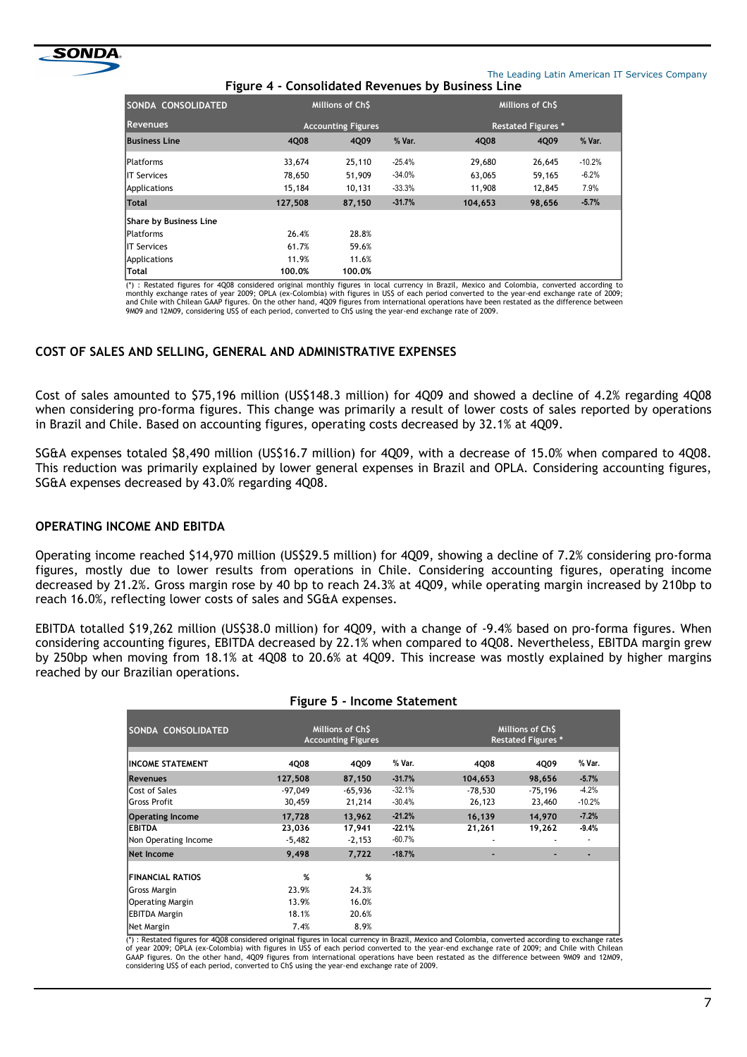**Figure 4 - Consolidated Revenues by Business Line**

| SONDA CONSOLIDATED | Millions of Ch$ | | | Millions of Ch$ | | |
|---|---|---|---|---|---|---|
| Revenues | Accounting Figures | | | Restated Figures * | | |
| Business Line | 4Q08 | 4Q09 | % Var. | 4Q08 | 4Q09 | % Var. |
| Platforms | 33,674 | 25,110 | -25.4% | 29,680 | 26,645 | -10.2% |
| IT Services | 78,650 | 51,909 | -34.0% | 63,065 | 59,165 | -6.2% |
| Applications | 15,184 | 10,131 | -33.3% | 11,908 | 12,845 | 7.9% |
| **Total** | **127,508** | **87,150** | **-31.7%** | **104,653** | **98,656** | **-5.7%** |
| **Share by Business Line** | | | | | | |
| Platforms | 26.4% | 28.8% | | | | |
| IT Services | 61.7% | 59.6% | | | | |
| Applications | 11.9% | 11.6% | | | | |
| **Total** | **100.0%** | **100.0%** | | | | |

(*) : Restated figures for 4Q08 considered original monthly figures in local currency in Brazil, Mexico and Colombia, converted according to monthly exchange rates of year 2009; OPLA (ex-Colombia) with figures in US$ of each period converted to the year-end exchange rate of 2009; and Chile with Chilean GAAP figures. On the other hand, 4Q09 figures from international operations have been restated as the difference between 9M09 and 12M09, considering US$ of each period, converted to Ch$ using the year-end exchange rate of 2009.

## COST OF SALES AND SELLING, GENERAL AND ADMINISTRATIVE EXPENSES

Cost of sales amounted to $75,196 million (US$148.3 million) for 4Q09 and showed a decline of 4.2% regarding 4Q08 when considering pro-forma figures. This change was primarily a result of lower costs of sales reported by operations in Brazil and Chile. Based on accounting figures, operating costs decreased by 32.1% at 4Q09.

SG&A expenses totaled $8,490 million (US$16.7 million) for 4Q09, with a decrease of 15.0% when compared to 4Q08. This reduction was primarily explained by lower general expenses in Brazil and OPLA. Considering accounting figures, SG&A expenses decreased by 43.0% regarding 4Q08.

## OPERATING INCOME AND EBITDA

Operating income reached $14,970 million (US$29.5 million) for 4Q09, showing a decline of 7.2% considering pro-forma figures, mostly due to lower results from operations in Chile. Considering accounting figures, operating income decreased by 21.2%. Gross margin rose by 40 bp to reach 24.3% at 4Q09, while operating margin increased by 210bp to reach 16.0%, reflecting lower costs of sales and SG&A expenses.

EBITDA totalled $19,262 million (US$38.0 million) for 4Q09, with a change of -9.4% based on pro-forma figures. When considering accounting figures, EBITDA decreased by 22.1% when compared to 4Q08. Nevertheless, EBITDA margin grew by 250bp when moving from 18.1% at 4Q08 to 20.6% at 4Q09. This increase was mostly explained by higher margins reached by our Brazilian operations.

**Figure 5 - Income Statement**

| SONDA CONSOLIDATED | Millions of Ch$ Accounting Figures | | | Millions of Ch$ Restated Figures * | | |
|---|---|---|---|---|---|---|
| **INCOME STATEMENT** | 4Q08 | 4Q09 | % Var. | 4Q08 | 4Q09 | % Var. |
| **Revenues** | **127,508** | **87,150** | **-31.7%** | **104,653** | **98,656** | **-5.7%** |
| Cost of Sales | -97,049 | -65,936 | -32.1% | -78,530 | -75,196 | -4.2% |
| Gross Profit | 30,459 | 21,214 | -30.4% | 26,123 | 23,460 | -10.2% |
| **Operating Income** | **17,728** | **13,962** | **-21.2%** | **16,139** | **14,970** | **-7.2%** |
| **EBITDA** | **23,036** | **17,941** | **-22.1%** | **21,261** | **19,262** | **-9.4%** |
| Non Operating Income | -5,482 | -2,153 | -60.7% | - | - | - |
| **Net Income** | **9,498** | **7,722** | **-18.7%** | - | - | - |
| **FINANCIAL RATIOS** | % | % | | | | |
| Gross Margin | 23.9% | 24.3% | | | | |
| Operating Margin | 13.9% | 16.0% | | | | |
| EBITDA Margin | 18.1% | 20.6% | | | | |
| Net Margin | 7.4% | 8.9% | | | | |

(*) : Restated figures for 4Q08 considered original figures in local currency in Brazil, Mexico and Colombia, converted according to exchange rates of year 2009; OPLA (ex-Colombia) with figures in US$ of each period converted to the year-end exchange rate of 2009; and Chile with Chilean GAAP figures. On the other hand, 4Q09 figures from international operations have been restated as the difference between 9M09 and 12M09, considering US$ of each period, converted to Ch$ using the year-end exchange rate of 2009.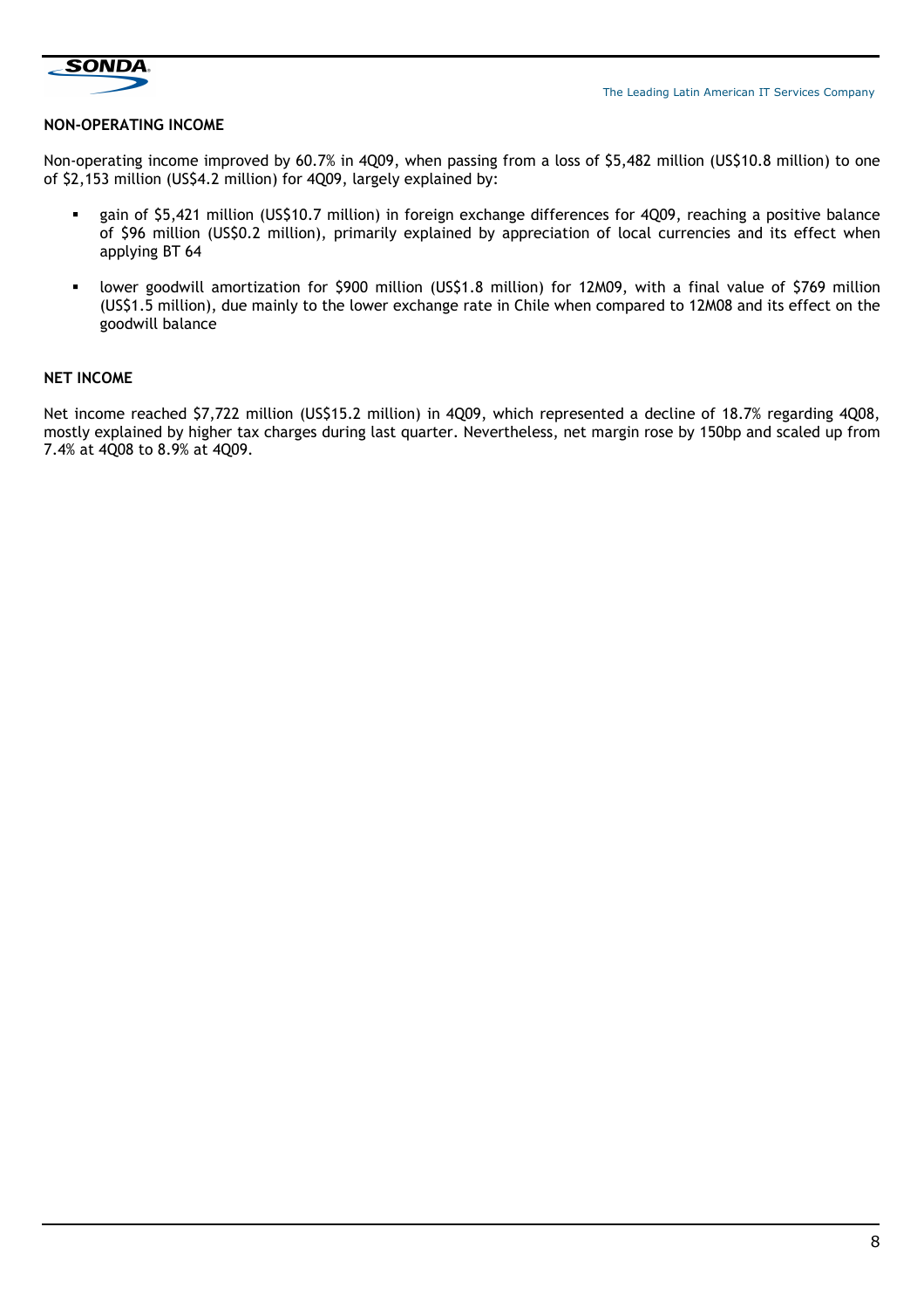## NON-OPERATING INCOME

Non-operating income improved by 60.7% in 4Q09, when passing from a loss of $5,482 million (US$10.8 million) to one of $2,153 million (US$4.2 million) for 4Q09, largely explained by:

- gain of $5,421 million (US$10.7 million) in foreign exchange differences for 4Q09, reaching a positive balance of $96 million (US$0.2 million), primarily explained by appreciation of local currencies and its effect when applying BT 64
- lower goodwill amortization for $900 million (US$1.8 million) for 12M09, with a final value of $769 million (US$1.5 million), due mainly to the lower exchange rate in Chile when compared to 12M08 and its effect on the goodwill balance

## NET INCOME

Net income reached $7,722 million (US$15.2 million) in 4Q09, which represented a decline of 18.7% regarding 4Q08, mostly explained by higher tax charges during last quarter. Nevertheless, net margin rose by 150bp and scaled up from 7.4% at 4Q08 to 8.9% at 4Q09.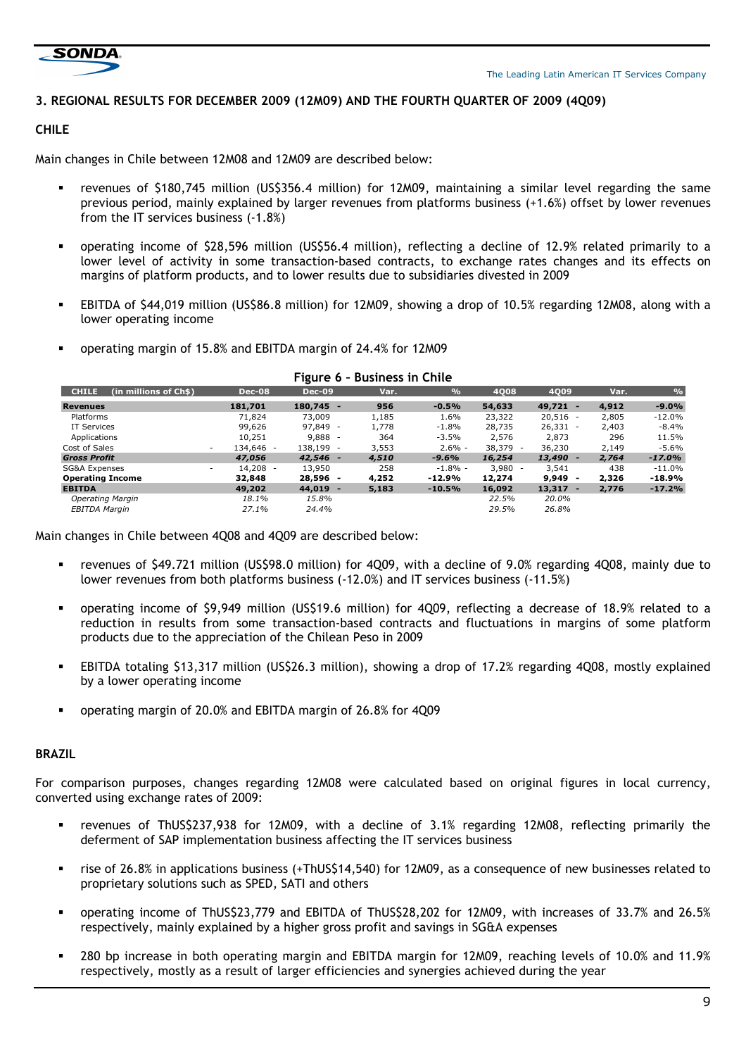## 3. REGIONAL RESULTS FOR DECEMBER 2009 (12M09) AND THE FOURTH QUARTER OF 2009 (4Q09)

### CHILE

Main changes in Chile between 12M08 and 12M09 are described below:

- revenues of $180,745 million (US$356.4 million) for 12M09, maintaining a similar level regarding the same previous period, mainly explained by larger revenues from platforms business (+1.6%) offset by lower revenues from the IT services business (-1.8%)
- operating income of $28,596 million (US$56.4 million), reflecting a decline of 12.9% related primarily to a lower level of activity in some transaction-based contracts, to exchange rates changes and its effects on margins of platform products, and to lower results due to subsidiaries divested in 2009
- EBITDA of $44,019 million (US$86.8 million) for 12M09, showing a drop of 10.5% regarding 12M08, along with a lower operating income
- operating margin of 15.8% and EBITDA margin of 24.4% for 12M09

**Figure 6 – Business in Chile**

| CHILE (in millions of Ch$) | Dec-08 | Dec-09 | Var. | % | 4Q08 | 4Q09 | Var. | % |
|---|---|---|---|---|---|---|---|---|
| **Revenues** | **181,701** | **180,745** | **- 956** | **-0.5%** | **54,633** | **49,721** | **- 4,912** | **-9.0%** |
| Platforms | 71,824 | 73,009 | 1,185 | 1.6% | 23,322 | 20,516 | - 2,805 | -12.0% |
| IT Services | 99,626 | 97,849 | - 1,778 | -1.8% | 28,735 | 26,331 | - 2,403 | -8.4% |
| Applications | 10,251 | 9,888 | - 364 | -3.5% | 2,576 | 2,873 | 296 | 11.5% |
| Cost of Sales | - 134,646 | - 138,199 | - 3,553 | 2.6% | - 38,379 | - 36,230 | 2,149 | -5.6% |
| ***Gross Profit*** | ***47,056*** | ***42,546*** | ***- 4,510*** | ***-9.6%*** | ***16,254*** | ***13,490*** | ***- 2,764*** | ***-17.0%*** |
| SG&A Expenses | - 14,208 | - 13,950 | 258 | -1.8% | - 3,980 | - 3,541 | 438 | -11.0% |
| **Operating Income** | **32,848** | **28,596** | **- 4,252** | **-12.9%** | **12,274** | **9,949** | **- 2,326** | **-18.9%** |
| **EBITDA** | **49,202** | **44,019** | **- 5,183** | **-10.5%** | **16,092** | **13,317** | **- 2,776** | **-17.2%** |
| *Operating Margin* | *18.1%* | *15.8%* | | | *22.5%* | *20.0%* | | |
| *EBITDA Margin* | *27.1%* | *24.4%* | | | *29.5%* | *26.8%* | | |

Main changes in Chile between 4Q08 and 4Q09 are described below:

- revenues of $49.721 million (US$98.0 million) for 4Q09, with a decline of 9.0% regarding 4Q08, mainly due to lower revenues from both platforms business (-12.0%) and IT services business (-11.5%)
- operating income of $9,949 million (US$19.6 million) for 4Q09, reflecting a decrease of 18.9% related to a reduction in results from some transaction-based contracts and fluctuations in margins of some platform products due to the appreciation of the Chilean Peso in 2009
- EBITDA totaling $13,317 million (US$26.3 million), showing a drop of 17.2% regarding 4Q08, mostly explained by a lower operating income
- operating margin of 20.0% and EBITDA margin of 26.8% for 4Q09

### BRAZIL

For comparison purposes, changes regarding 12M08 were calculated based on original figures in local currency, converted using exchange rates of 2009:

- revenues of ThUS$237,938 for 12M09, with a decline of 3.1% regarding 12M08, reflecting primarily the deferment of SAP implementation business affecting the IT services business
- rise of 26.8% in applications business (+ThUS$14,540) for 12M09, as a consequence of new businesses related to proprietary solutions such as SPED, SATI and others
- operating income of ThUS$23,779 and EBITDA of ThUS$28,202 for 12M09, with increases of 33.7% and 26.5% respectively, mainly explained by a higher gross profit and savings in SG&A expenses
- 280 bp increase in both operating margin and EBITDA margin for 12M09, reaching levels of 10.0% and 11.9% respectively, mostly as a result of larger efficiencies and synergies achieved during the year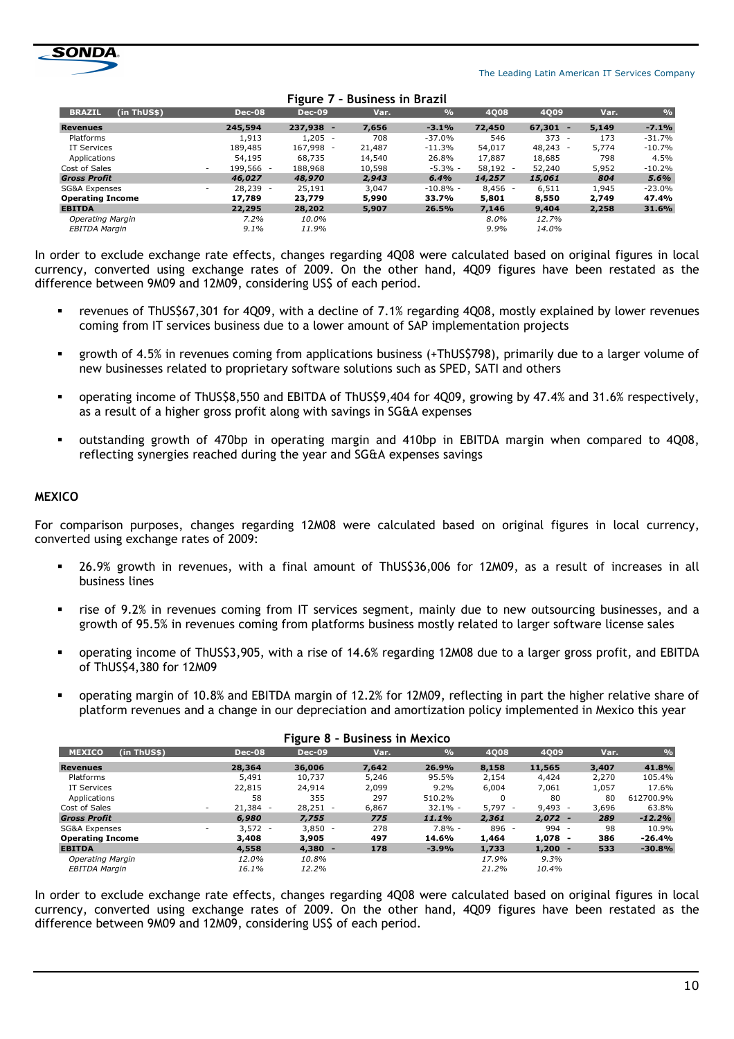**Figure 7 – Business in Brazil**

| BRAZIL (in ThUS$) | Dec-08 | Dec-09 | Var. | % | 4Q08 | 4Q09 | Var. | % |
|---|---|---|---|---|---|---|---|---|
| **Revenues** | **245,594** | **237,938 -** | **7,656** | **-3.1%** | **72,450** | **67,301 -** | **5,149** | **-7.1%** |
| Platforms | 1,913 | 1,205 - | 708 | -37.0% | 546 | 373 - | 173 | -31.7% |
| IT Services | 189,485 | 167,998 - | 21,487 | -11.3% | 54,017 | 48,243 - | 5,774 | -10.7% |
| Applications | 54,195 | 68,735 | 14,540 | 26.8% | 17,887 | 18,685 | 798 | 4.5% |
| Cost of Sales | - 199,566 - | 188,968 | 10,598 | -5.3% - | 58,192 - | 52,240 | 5,952 | -10.2% |
| ***Gross Profit*** | ***46,027*** | ***48,970*** | ***2,943*** | ***6.4%*** | ***14,257*** | ***15,061*** | ***804*** | ***5.6%*** |
| SG&A Expenses | - 28,239 - | 25,191 | 3,047 | -10.8% - | 8,456 - | 6,511 | 1,945 | -23.0% |
| **Operating Income** | **17,789** | **23,779** | **5,990** | **33.7%** | **5,801** | **8,550** | **2,749** | **47.4%** |
| **EBITDA** | **22,295** | **28,202** | **5,907** | **26.5%** | **7,146** | **9,404** | **2,258** | **31.6%** |
| *Operating Margin* | *7.2%* | *10.0%* | | | *8.0%* | *12.7%* | | |
| *EBITDA Margin* | *9.1%* | *11.9%* | | | *9.9%* | *14.0%* | | |

In order to exclude exchange rate effects, changes regarding 4Q08 were calculated based on original figures in local currency, converted using exchange rates of 2009. On the other hand, 4Q09 figures have been restated as the difference between 9M09 and 12M09, considering US$ of each period.

- revenues of ThUS$67,301 for 4Q09, with a decline of 7.1% regarding 4Q08, mostly explained by lower revenues coming from IT services business due to a lower amount of SAP implementation projects
- growth of 4.5% in revenues coming from applications business (+ThUS$798), primarily due to a larger volume of new businesses related to proprietary software solutions such as SPED, SATI and others
- operating income of ThUS$8,550 and EBITDA of ThUS$9,404 for 4Q09, growing by 47.4% and 31.6% respectively, as a result of a higher gross profit along with savings in SG&A expenses
- outstanding growth of 470bp in operating margin and 410bp in EBITDA margin when compared to 4Q08, reflecting synergies reached during the year and SG&A expenses savings

## MEXICO

For comparison purposes, changes regarding 12M08 were calculated based on original figures in local currency, converted using exchange rates of 2009:

- 26.9% growth in revenues, with a final amount of ThUS$36,006 for 12M09, as a result of increases in all business lines
- rise of 9.2% in revenues coming from IT services segment, mainly due to new outsourcing businesses, and a growth of 95.5% in revenues coming from platforms business mostly related to larger software license sales
- operating income of ThUS$3,905, with a rise of 14.6% regarding 12M08 due to a larger gross profit, and EBITDA of ThUS$4,380 for 12M09
- operating margin of 10.8% and EBITDA margin of 12.2% for 12M09, reflecting in part the higher relative share of platform revenues and a change in our depreciation and amortization policy implemented in Mexico this year

**Figure 8 – Business in Mexico**

| MEXICO (in ThUS$) | Dec-08 | Dec-09 | Var. | % | 4Q08 | 4Q09 | Var. | % |
|---|---|---|---|---|---|---|---|---|
| **Revenues** | **28,364** | **36,006** | **7,642** | **26.9%** | **8,158** | **11,565** | **3,407** | **41.8%** |
| Platforms | 5,491 | 10,737 | 5,246 | 95.5% | 2,154 | 4,424 | 2,270 | 105.4% |
| IT Services | 22,815 | 24,914 | 2,099 | 9.2% | 6,004 | 7,061 | 1,057 | 17.6% |
| Applications | 58 | 355 | 297 | 510.2% | 0 | 80 | 80 | 612700.9% |
| Cost of Sales | - 21,384 - | 28,251 - | 6,867 | 32.1% - | 5,797 - | 9,493 - | 3,696 | 63.8% |
| ***Gross Profit*** | ***6,980*** | ***7,755*** | ***775*** | ***11.1%*** | ***2,361*** | ***2,072 -*** | ***289*** | ***-12.2%*** |
| SG&A Expenses | - 3,572 - | 3,850 - | 278 | 7.8% - | 896 - | 994 - | 98 | 10.9% |
| **Operating Income** | **3,408** | **3,905** | **497** | **14.6%** | **1,464** | **1,078 -** | **386** | **-26.4%** |
| **EBITDA** | **4,558** | **4,380 -** | **178** | **-3.9%** | **1,733** | **1,200 -** | **533** | **-30.8%** |
| *Operating Margin* | *12.0%* | *10.8%* | | | *17.9%* | *9.3%* | | |
| *EBITDA Margin* | *16.1%* | *12.2%* | | | *21.2%* | *10.4%* | | |

In order to exclude exchange rate effects, changes regarding 4Q08 were calculated based on original figures in local currency, converted using exchange rates of 2009. On the other hand, 4Q09 figures have been restated as the difference between 9M09 and 12M09, considering US$ of each period.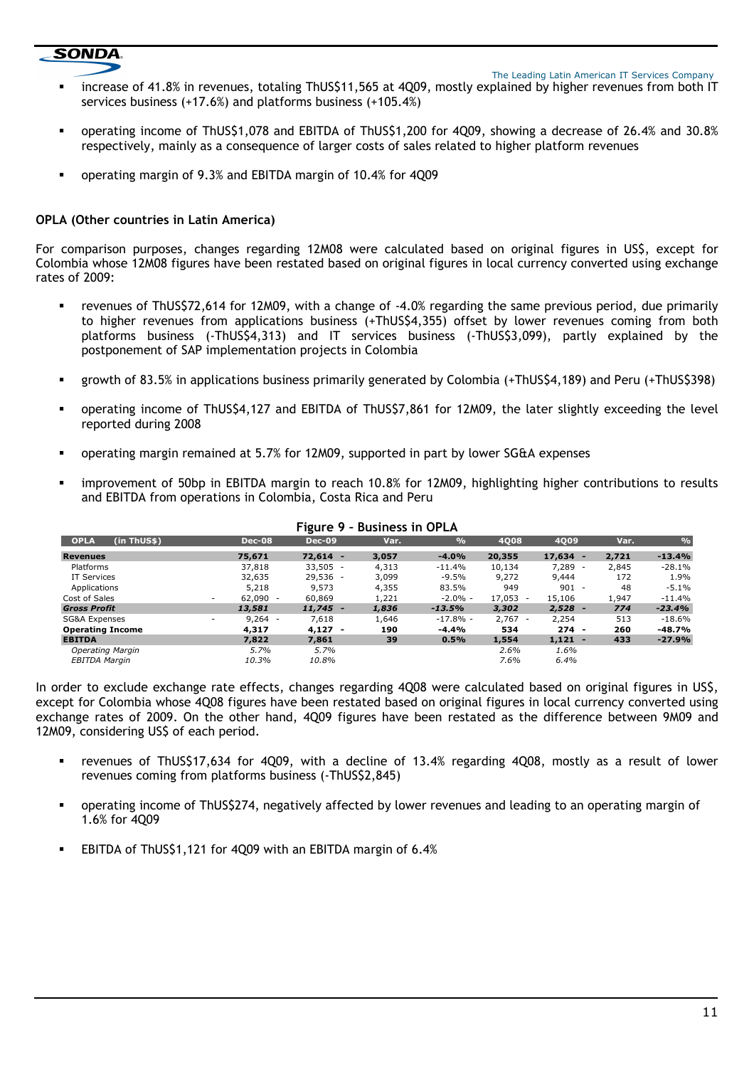- increase of 41.8% in revenues, totaling ThUS$11,565 at 4Q09, mostly explained by higher revenues from both IT services business (+17.6%) and platforms business (+105.4%)

- operating income of ThUS$1,078 and EBITDA of ThUS$1,200 for 4Q09, showing a decrease of 26.4% and 30.8% respectively, mainly as a consequence of larger costs of sales related to higher platform revenues

- operating margin of 9.3% and EBITDA margin of 10.4% for 4Q09

**OPLA (Other countries in Latin America)**

For comparison purposes, changes regarding 12M08 were calculated based on original figures in US$, except for Colombia whose 12M08 figures have been restated based on original figures in local currency converted using exchange rates of 2009:

- revenues of ThUS$72,614 for 12M09, with a change of -4.0% regarding the same previous period, due primarily to higher revenues from applications business (+ThUS$4,355) offset by lower revenues coming from both platforms business (-ThUS$4,313) and IT services business (-ThUS$3,099), partly explained by the postponement of SAP implementation projects in Colombia

- growth of 83.5% in applications business primarily generated by Colombia (+ThUS$4,189) and Peru (+ThUS$398)

- operating income of ThUS$4,127 and EBITDA of ThUS$7,861 for 12M09, the later slightly exceeding the level reported during 2008

- operating margin remained at 5.7% for 12M09, supported in part by lower SG&A expenses

- improvement of 50bp in EBITDA margin to reach 10.8% for 12M09, highlighting higher contributions to results and EBITDA from operations in Colombia, Costa Rica and Peru

**Figure 9 – Business in OPLA**

| OPLA (in ThUS$) | Dec-08 | Dec-09 | Var. | % | 4Q08 | 4Q09 | Var. | % |
|---|---|---|---|---|---|---|---|---|
| **Revenues** | **75,671** | **72,614** | **-3,057** | **-4.0%** | **20,355** | **17,634** | **-2,721** | **-13.4%** |
| Platforms | 37,818 | 33,505 | -4,313 | -11.4% | 10,134 | 7,289 | -2,845 | -28.1% |
| IT Services | 32,635 | 29,536 | -3,099 | -9.5% | 9,272 | 9,444 | 172 | 1.9% |
| Applications | 5,218 | 9,573 | 4,355 | 83.5% | 949 | 901 | -48 | -5.1% |
| Cost of Sales | -62,090 | -60,869 | 1,221 | -2.0% | -17,053 | -15,106 | 1,947 | -11.4% |
| ***Gross Profit*** | ***13,581*** | ***11,745*** | ***-1,836*** | ***-13.5%*** | ***3,302*** | ***2,528*** | ***-774*** | ***-23.4%*** |
| SG&A Expenses | -9,264 | -7,618 | 1,646 | -17.8% | -2,767 | -2,254 | 513 | -18.6% |
| **Operating Income** | **4,317** | **4,127** | **-190** | **-4.4%** | **534** | **274** | **-260** | **-48.7%** |
| **EBITDA** | **7,822** | **7,861** | **39** | **0.5%** | **1,554** | **1,121** | **-433** | **-27.9%** |
| *Operating Margin* | *5.7%* | *5.7%* | | | *2.6%* | *1.6%* | | |
| *EBITDA Margin* | *10.3%* | *10.8%* | | | *7.6%* | *6.4%* | | |

In order to exclude exchange rate effects, changes regarding 4Q08 were calculated based on original figures in US$, except for Colombia whose 4Q08 figures have been restated based on original figures in local currency converted using exchange rates of 2009. On the other hand, 4Q09 figures have been restated as the difference between 9M09 and 12M09, considering US$ of each period.

- revenues of ThUS$17,634 for 4Q09, with a decline of 13.4% regarding 4Q08, mostly as a result of lower revenues coming from platforms business (-ThUS$2,845)

- operating income of ThUS$274, negatively affected by lower revenues and leading to an operating margin of 1.6% for 4Q09

- EBITDA of ThUS$1,121 for 4Q09 with an EBITDA margin of 6.4%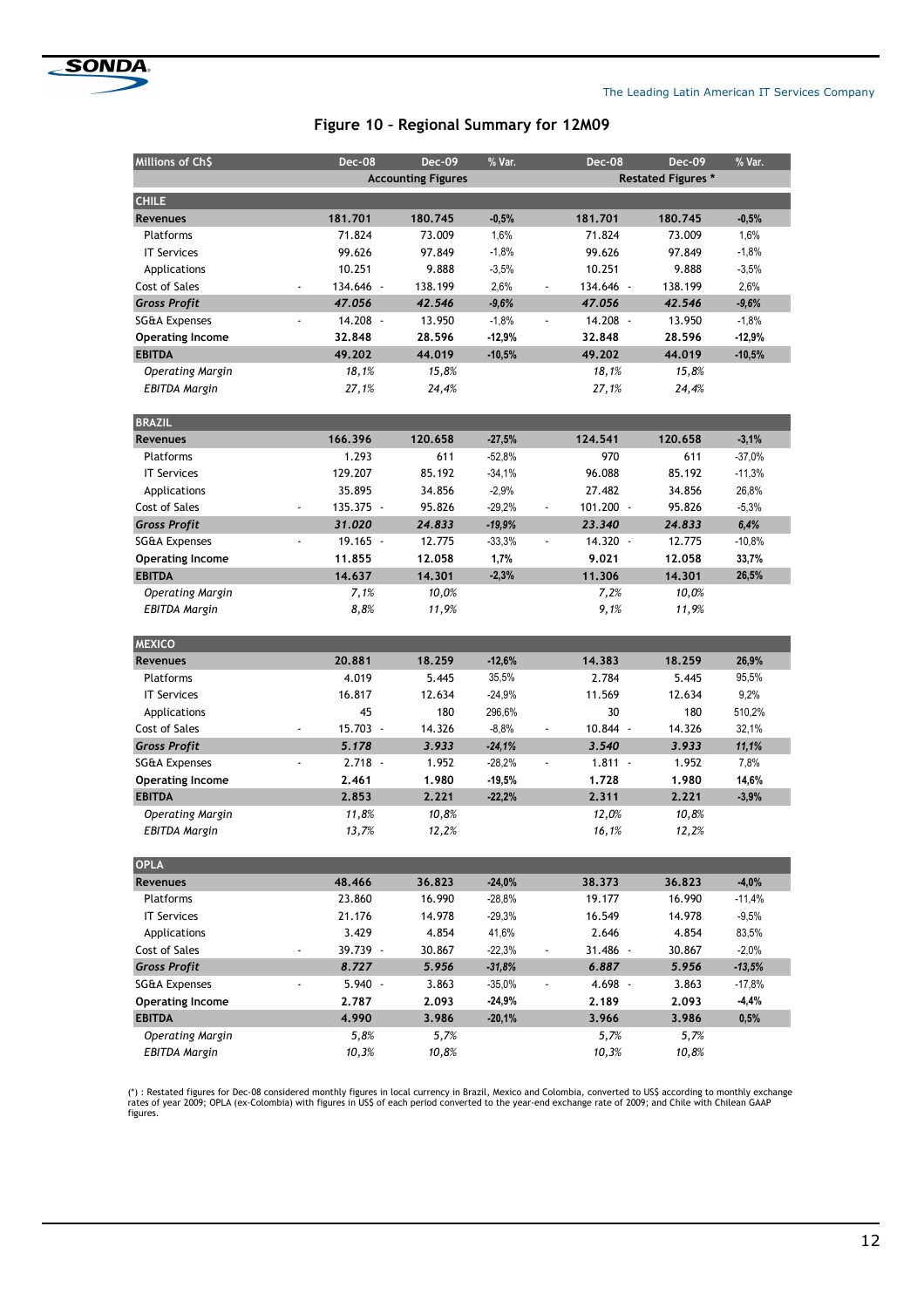## Figure 10 – Regional Summary for 12M09

| Millions of Ch$ | Dec-08 | Dec-09 | % Var. | Dec-08 | Dec-09 | % Var. |
|---|---|---|---|---|---|---|
| | Accounting Figures | | | Restated Figures * | | |
| **CHILE** | | | | | | |
| **Revenues** | **181.701** | **180.745** | **-0,5%** | **181.701** | **180.745** | **-0,5%** |
| Platforms | 71.824 | 73.009 | 1,6% | 71.824 | 73.009 | 1,6% |
| IT Services | 99.626 | 97.849 | -1,8% | 99.626 | 97.849 | -1,8% |
| Applications | 10.251 | 9.888 | -3,5% | 10.251 | 9.888 | -3,5% |
| Cost of Sales | - 134.646 | - 138.199 | 2,6% | - 134.646 | - 138.199 | 2,6% |
| ***Gross Profit*** | ***47.056*** | ***42.546*** | ***-9,6%*** | ***47.056*** | ***42.546*** | ***-9,6%*** |
| SG&A Expenses | - 14.208 | - 13.950 | -1,8% | - 14.208 | - 13.950 | -1,8% |
| **Operating Income** | **32.848** | **28.596** | **-12,9%** | **32.848** | **28.596** | **-12,9%** |
| **EBITDA** | **49.202** | **44.019** | **-10,5%** | **49.202** | **44.019** | **-10,5%** |
| *Operating Margin* | *18,1%* | *15,8%* | | *18,1%* | *15,8%* | |
| *EBITDA Margin* | *27,1%* | *24,4%* | | *27,1%* | *24,4%* | |
| **BRAZIL** | | | | | | |
| **Revenues** | **166.396** | **120.658** | **-27,5%** | **124.541** | **120.658** | **-3,1%** |
| Platforms | 1.293 | 611 | -52,8% | 970 | 611 | -37,0% |
| IT Services | 129.207 | 85.192 | -34,1% | 96.088 | 85.192 | -11,3% |
| Applications | 35.895 | 34.856 | -2,9% | 27.482 | 34.856 | 26,8% |
| Cost of Sales | - 135.375 | - 95.826 | -29,2% | - 101.200 | - 95.826 | -5,3% |
| ***Gross Profit*** | ***31.020*** | ***24.833*** | ***-19,9%*** | ***23.340*** | ***24.833*** | ***6,4%*** |
| SG&A Expenses | - 19.165 | - 12.775 | -33,3% | - 14.320 | - 12.775 | -10,8% |
| **Operating Income** | **11.855** | **12.058** | **1,7%** | **9.021** | **12.058** | **33,7%** |
| **EBITDA** | **14.637** | **14.301** | **-2,3%** | **11.306** | **14.301** | **26,5%** |
| *Operating Margin* | *7,1%* | *10,0%* | | *7,2%* | *10,0%* | |
| *EBITDA Margin* | *8,8%* | *11,9%* | | *9,1%* | *11,9%* | |
| **MEXICO** | | | | | | |
| **Revenues** | **20.881** | **18.259** | **-12,6%** | **14.383** | **18.259** | **26,9%** |
| Platforms | 4.019 | 5.445 | 35,5% | 2.784 | 5.445 | 95,5% |
| IT Services | 16.817 | 12.634 | -24,9% | 11.569 | 12.634 | 9,2% |
| Applications | 45 | 180 | 296,6% | 30 | 180 | 510,2% |
| Cost of Sales | - 15.703 | - 14.326 | -8,8% | - 10.844 | - 14.326 | 32,1% |
| ***Gross Profit*** | ***5.178*** | ***3.933*** | ***-24,1%*** | ***3.540*** | ***3.933*** | ***11,1%*** |
| SG&A Expenses | - 2.718 | - 1.952 | -28,2% | - 1.811 | - 1.952 | 7,8% |
| **Operating Income** | **2.461** | **1.980** | **-19,5%** | **1.728** | **1.980** | **14,6%** |
| **EBITDA** | **2.853** | **2.221** | **-22,2%** | **2.311** | **2.221** | **-3,9%** |
| *Operating Margin* | *11,8%* | *10,8%* | | *12,0%* | *10,8%* | |
| *EBITDA Margin* | *13,7%* | *12,2%* | | *16,1%* | *12,2%* | |
| **OPLA** | | | | | | |
| **Revenues** | **48.466** | **36.823** | **-24,0%** | **38.373** | **36.823** | **-4,0%** |
| Platforms | 23.860 | 16.990 | -28,8% | 19.177 | 16.990 | -11,4% |
| IT Services | 21.176 | 14.978 | -29,3% | 16.549 | 14.978 | -9,5% |
| Applications | 3.429 | 4.854 | 41,6% | 2.646 | 4.854 | 83,5% |
| Cost of Sales | - 39.739 | - 30.867 | -22,3% | - 31.486 | - 30.867 | -2,0% |
| ***Gross Profit*** | ***8.727*** | ***5.956*** | ***-31,8%*** | ***6.887*** | ***5.956*** | ***-13,5%*** |
| SG&A Expenses | - 5.940 | - 3.863 | -35,0% | - 4.698 | - 3.863 | -17,8% |
| **Operating Income** | **2.787** | **2.093** | **-24,9%** | **2.189** | **2.093** | **-4,4%** |
| **EBITDA** | **4.990** | **3.986** | **-20,1%** | **3.966** | **3.986** | **0,5%** |
| *Operating Margin* | *5,8%* | *5,7%* | | *5,7%* | *5,7%* | |
| *EBITDA Margin* | *10,3%* | *10,8%* | | *10,3%* | *10,8%* | |

(*) : Restated figures for Dec-08 considered monthly figures in local currency in Brazil, Mexico and Colombia, converted to US$ according to monthly exchange rates of year 2009; OPLA (ex-Colombia) with figures in US$ of each period converted to the year-end exchange rate of 2009; and Chile with Chilean GAAP figures.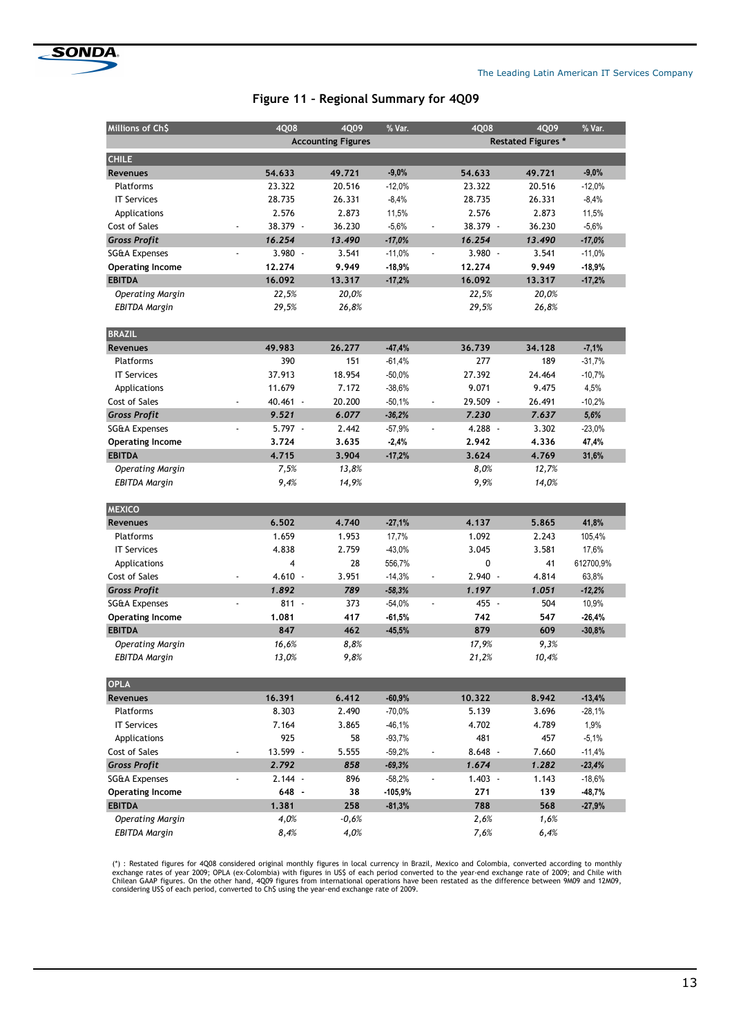# Figure 11 – Regional Summary for 4Q09

| Millions of Ch$ | 4Q08 | 4Q09 | % Var. | 4Q08 | 4Q09 | % Var. |
|---|---|---|---|---|---|---|
| | Accounting Figures | | | Restated Figures * | | |
| **CHILE** | | | | | | |
| **Revenues** | **54.633** | **49.721** | **-9,0%** | **54.633** | **49.721** | **-9,0%** |
| Platforms | 23.322 | 20.516 | -12,0% | 23.322 | 20.516 | -12,0% |
| IT Services | 28.735 | 26.331 | -8,4% | 28.735 | 26.331 | -8,4% |
| Applications | 2.576 | 2.873 | 11,5% | 2.576 | 2.873 | 11,5% |
| Cost of Sales | - 38.379 | - 36.230 | -5,6% | - 38.379 | - 36.230 | -5,6% |
| ***Gross Profit*** | ***16.254*** | ***13.490*** | ***-17,0%*** | ***16.254*** | ***13.490*** | ***-17,0%*** |
| SG&A Expenses | - 3.980 | - 3.541 | -11,0% | - 3.980 | - 3.541 | -11,0% |
| **Operating Income** | **12.274** | **9.949** | **-18,9%** | **12.274** | **9.949** | **-18,9%** |
| **EBITDA** | **16.092** | **13.317** | **-17,2%** | **16.092** | **13.317** | **-17,2%** |
| *Operating Margin* | *22,5%* | *20,0%* | | *22,5%* | *20,0%* | |
| *EBITDA Margin* | *29,5%* | *26,8%* | | *29,5%* | *26,8%* | |
| **BRAZIL** | | | | | | |
| **Revenues** | **49.983** | **26.277** | **-47,4%** | **36.739** | **34.128** | **-7,1%** |
| Platforms | 390 | 151 | -61,4% | 277 | 189 | -31,7% |
| IT Services | 37.913 | 18.954 | -50,0% | 27.392 | 24.464 | -10,7% |
| Applications | 11.679 | 7.172 | -38,6% | 9.071 | 9.475 | 4,5% |
| Cost of Sales | - 40.461 | - 20.200 | -50,1% | - 29.509 | - 26.491 | -10,2% |
| ***Gross Profit*** | ***9.521*** | ***6.077*** | ***-36,2%*** | ***7.230*** | ***7.637*** | ***5,6%*** |
| SG&A Expenses | - 5.797 | - 2.442 | -57,9% | - 4.288 | - 3.302 | -23,0% |
| **Operating Income** | **3.724** | **3.635** | **-2,4%** | **2.942** | **4.336** | **47,4%** |
| **EBITDA** | **4.715** | **3.904** | **-17,2%** | **3.624** | **4.769** | **31,6%** |
| *Operating Margin* | *7,5%* | *13,8%* | | *8,0%* | *12,7%* | |
| *EBITDA Margin* | *9,4%* | *14,9%* | | *9,9%* | *14,0%* | |
| **MEXICO** | | | | | | |
| **Revenues** | **6.502** | **4.740** | **-27,1%** | **4.137** | **5.865** | **41,8%** |
| Platforms | 1.659 | 1.953 | 17,7% | 1.092 | 2.243 | 105,4% |
| IT Services | 4.838 | 2.759 | -43,0% | 3.045 | 3.581 | 17,6% |
| Applications | 4 | 28 | 556,7% | 0 | 41 | 612700,9% |
| Cost of Sales | - 4.610 | - 3.951 | -14,3% | - 2.940 | - 4.814 | 63,8% |
| ***Gross Profit*** | ***1.892*** | ***789*** | ***-58,3%*** | ***1.197*** | ***1.051*** | ***-12,2%*** |
| SG&A Expenses | - 811 | - 373 | -54,0% | - 455 | - 504 | 10,9% |
| **Operating Income** | **1.081** | **417** | **-61,5%** | **742** | **547** | **-26,4%** |
| **EBITDA** | **847** | **462** | **-45,5%** | **879** | **609** | **-30,8%** |
| *Operating Margin* | *16,6%* | *8,8%* | | *17,9%* | *9,3%* | |
| *EBITDA Margin* | *13,0%* | *9,8%* | | *21,2%* | *10,4%* | |
| **OPLA** | | | | | | |
| **Revenues** | **16.391** | **6.412** | **-60,9%** | **10.322** | **8.942** | **-13,4%** |
| Platforms | 8.303 | 2.490 | -70,0% | 5.139 | 3.696 | -28,1% |
| IT Services | 7.164 | 3.865 | -46,1% | 4.702 | 4.789 | 1,9% |
| Applications | 925 | 58 | -93,7% | 481 | 457 | -5,1% |
| Cost of Sales | - 13.599 | - 5.555 | -59,2% | - 8.648 | - 7.660 | -11,4% |
| ***Gross Profit*** | ***2.792*** | ***858*** | ***-69,3%*** | ***1.674*** | ***1.282*** | ***-23,4%*** |
| SG&A Expenses | - 2.144 | - 896 | -58,2% | - 1.403 | - 1.143 | -18,6% |
| **Operating Income** | **648** | **- 38** | **-105,9%** | **271** | **139** | **-48,7%** |
| **EBITDA** | **1.381** | **258** | **-81,3%** | **788** | **568** | **-27,9%** |
| *Operating Margin* | *4,0%* | *-0,6%* | | *2,6%* | *1,6%* | |
| *EBITDA Margin* | *8,4%* | *4,0%* | | *7,6%* | *6,4%* | |

(*) : Restated figures for 4Q08 considered original monthly figures in local currency in Brazil, Mexico and Colombia, converted according to monthly exchange rates of year 2009; OPLA (ex-Colombia) with figures in US$ of each period converted to the year-end exchange rate of 2009; and Chile with Chilean GAAP figures. On the other hand, 4Q09 figures from international operations have been restated as the difference between 9M09 and 12M09, considering US$ of each period, converted to Ch$ using the year-end exchange rate of 2009.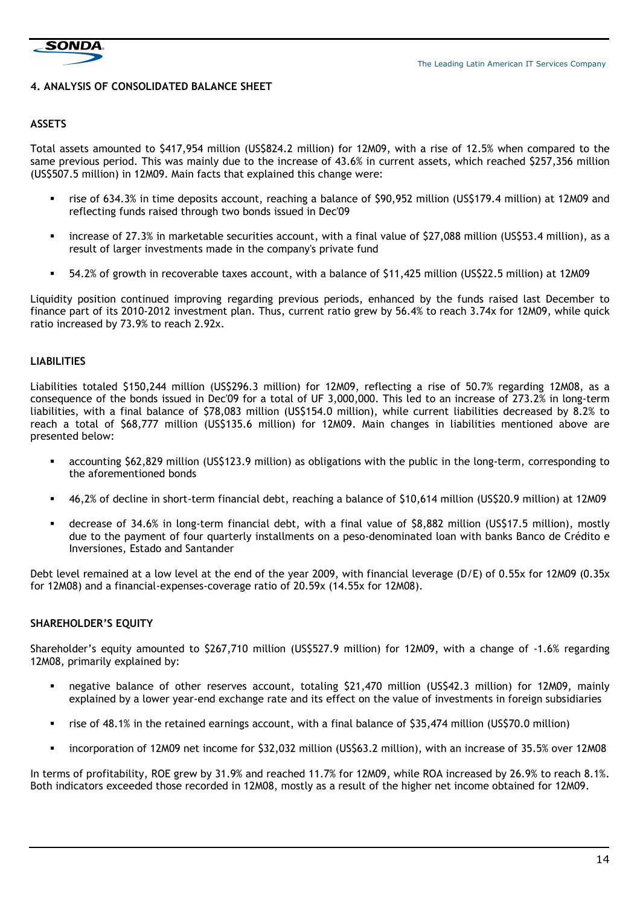## 4. ANALYSIS OF CONSOLIDATED BALANCE SHEET

### ASSETS

Total assets amounted to $417,954 million (US$824.2 million) for 12M09, with a rise of 12.5% when compared to the same previous period. This was mainly due to the increase of 43.6% in current assets, which reached $257,356 million (US$507.5 million) in 12M09. Main facts that explained this change were:

- rise of 634.3% in time deposits account, reaching a balance of $90,952 million (US$179.4 million) at 12M09 and reflecting funds raised through two bonds issued in Dec'09
- increase of 27.3% in marketable securities account, with a final value of $27,088 million (US$53.4 million), as a result of larger investments made in the company's private fund
- 54.2% of growth in recoverable taxes account, with a balance of $11,425 million (US$22.5 million) at 12M09

Liquidity position continued improving regarding previous periods, enhanced by the funds raised last December to finance part of its 2010-2012 investment plan. Thus, current ratio grew by 56.4% to reach 3.74x for 12M09, while quick ratio increased by 73.9% to reach 2.92x.

### LIABILITIES

Liabilities totaled $150,244 million (US$296.3 million) for 12M09, reflecting a rise of 50.7% regarding 12M08, as a consequence of the bonds issued in Dec'09 for a total of UF 3,000,000. This led to an increase of 273.2% in long-term liabilities, with a final balance of $78,083 million (US$154.0 million), while current liabilities decreased by 8.2% to reach a total of $68,777 million (US$135.6 million) for 12M09. Main changes in liabilities mentioned above are presented below:

- accounting $62,829 million (US$123.9 million) as obligations with the public in the long-term, corresponding to the aforementioned bonds
- 46,2% of decline in short-term financial debt, reaching a balance of $10,614 million (US$20.9 million) at 12M09
- decrease of 34.6% in long-term financial debt, with a final value of $8,882 million (US$17.5 million), mostly due to the payment of four quarterly installments on a peso-denominated loan with banks Banco de Crédito e Inversiones, Estado and Santander

Debt level remained at a low level at the end of the year 2009, with financial leverage (D/E) of 0.55x for 12M09 (0.35x for 12M08) and a financial-expenses-coverage ratio of 20.59x (14.55x for 12M08).

### SHAREHOLDER'S EQUITY

Shareholder's equity amounted to $267,710 million (US$527.9 million) for 12M09, with a change of -1.6% regarding 12M08, primarily explained by:

- negative balance of other reserves account, totaling $21,470 million (US$42.3 million) for 12M09, mainly explained by a lower year-end exchange rate and its effect on the value of investments in foreign subsidiaries
- rise of 48.1% in the retained earnings account, with a final balance of $35,474 million (US$70.0 million)
- incorporation of 12M09 net income for $32,032 million (US$63.2 million), with an increase of 35.5% over 12M08

In terms of profitability, ROE grew by 31.9% and reached 11.7% for 12M09, while ROA increased by 26.9% to reach 8.1%. Both indicators exceeded those recorded in 12M08, mostly as a result of the higher net income obtained for 12M09.